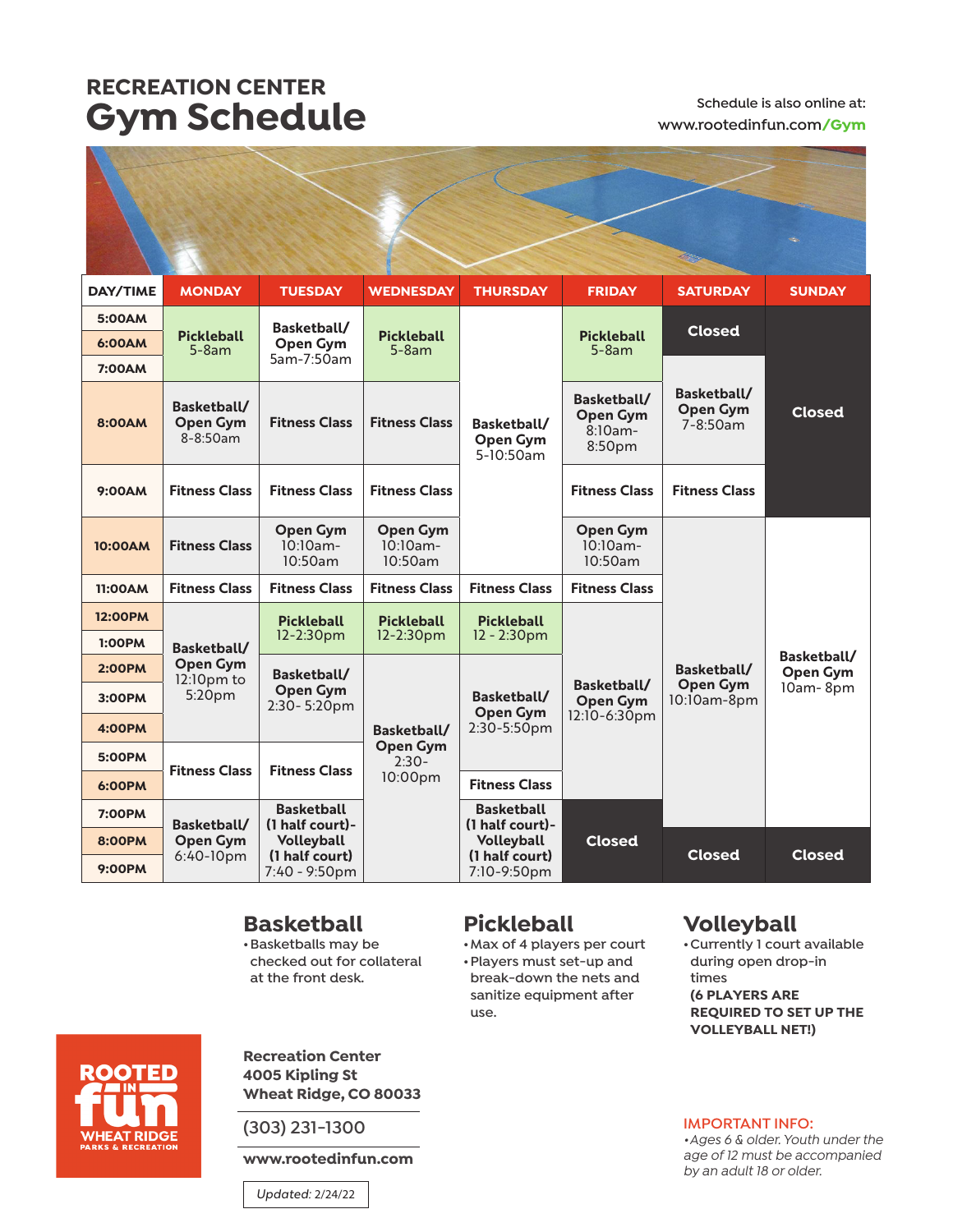# RECREATION CENTER
# Gym Schedule

Schedule is also online at:
www.rootedinfun.com/Gym

| DAY/TIME | MONDAY | TUESDAY | WEDNESDAY | THURSDAY | FRIDAY | SATURDAY | SUNDAY |
|---|---|---|---|---|---|---|---|
| 5:00AM | **Pickleball** 5-8am | **Basketball/ Open Gym** 5am-7:50am | **Pickleball** 5-8am | **Basketball/ Open Gym** 5-10:50am | **Pickleball** 5-8am | **Closed** | **Closed** |
| 6:00AM | | | | | | | |
| 7:00AM | | | | | | **Basketball/ Open Gym** 7-8:50am | |
| 8:00AM | **Basketball/ Open Gym** 8-8:50am | **Fitness Class** | **Fitness Class** | | **Basketball/ Open Gym** 8:10am-8:50pm | | |
| 9:00AM | **Fitness Class** | **Fitness Class** | **Fitness Class** | | **Fitness Class** | **Fitness Class** | |
| 10:00AM | **Fitness Class** | **Open Gym** 10:10am-10:50am | **Open Gym** 10:10am-10:50am | | **Open Gym** 10:10am-10:50am | **Basketball/ Open Gym** 10:10am-8pm | **Basketball/ Open Gym** 10am- 8pm |
| 11:00AM | **Fitness Class** | **Fitness Class** | **Fitness Class** | **Fitness Class** | **Fitness Class** | | |
| 12:00PM | **Basketball/ Open Gym** 12:10pm to 5:20pm | **Pickleball** 12-2:30pm | **Pickleball** 12-2:30pm | **Pickleball** 12 - 2:30pm | **Basketball/ Open Gym** 12:10-6:30pm | | |
| 1:00PM | | | | | | | |
| 2:00PM | | **Basketball/ Open Gym** 2:30- 5:20pm | **Basketball/ Open Gym** 2:30-10:00pm | **Basketball/ Open Gym** 2:30-5:50pm | | | |
| 3:00PM | | | | | | | |
| 4:00PM | | | | | | | |
| 5:00PM | **Fitness Class** | **Fitness Class** | | | | | |
| 6:00PM | | | | **Fitness Class** | | | |
| 7:00PM | **Basketball/ Open Gym** 6:40-10pm | **Basketball (1 half court)- Volleyball (1 half court)** 7:40 - 9:50pm | | **Basketball (1 half court)- Volleyball (1 half court)** 7:10-9:50pm | **Closed** | | |
| 8:00PM | | | | | | **Closed** | **Closed** |
| 9:00PM | | | | | | | |

## Basketball
- Basketballs may be checked out for collateral at the front desk.

## Pickleball
- Max of 4 players per court
- Players must set-up and break-down the nets and sanitize equipment after use.

## Volleyball
- Currently 1 court available during open drop-in times
  **(6 PLAYERS ARE REQUIRED TO SET UP THE VOLLEYBALL NET!)**

ROOTED IN fun
WHEAT RIDGE PARKS & RECREATION

**Recreation Center**
**4005 Kipling St**
**Wheat Ridge, CO 80033**

(303) 231-1300

**www.rootedinfun.com**

*Updated:* 2/24/22

IMPORTANT INFO:
*• Ages 6 & older. Youth under the age of 12 must be accompanied by an adult 18 or older.*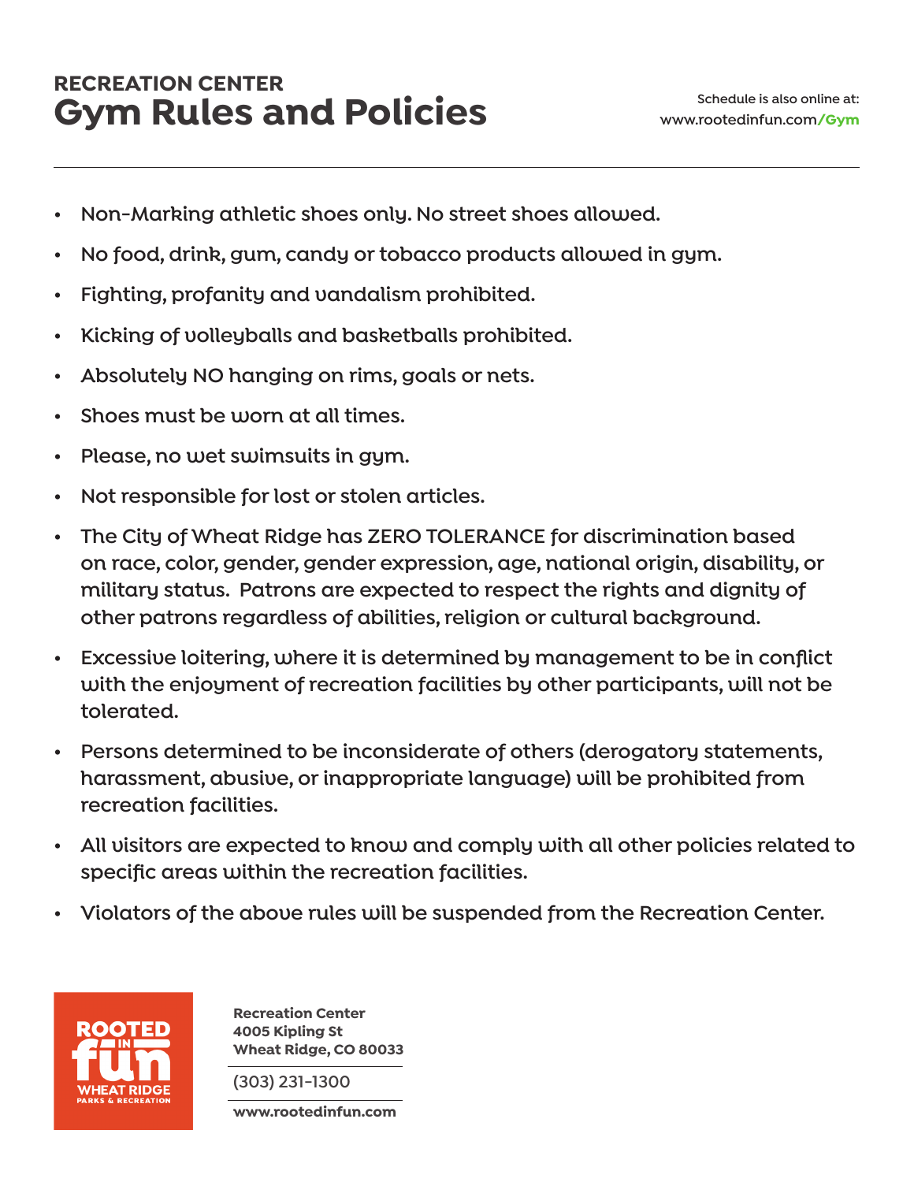RECREATION CENTER

# Gym Rules and Policies

Schedule is also online at:
www.rootedinfun.com/**Gym**

---

- Non-Marking athletic shoes only. No street shoes allowed.
- No food, drink, gum, candy or tobacco products allowed in gym.
- Fighting, profanity and vandalism prohibited.
- Kicking of volleyballs and basketballs prohibited.
- Absolutely NO hanging on rims, goals or nets.
- Shoes must be worn at all times.
- Please, no wet swimsuits in gym.
- Not responsible for lost or stolen articles.
- The City of Wheat Ridge has ZERO TOLERANCE for discrimination based on race, color, gender, gender expression, age, national origin, disability, or military status. Patrons are expected to respect the rights and dignity of other patrons regardless of abilities, religion or cultural background.
- Excessive loitering, where it is determined by management to be in conflict with the enjoyment of recreation facilities by other participants, will not be tolerated.
- Persons determined to be inconsiderate of others (derogatory statements, harassment, abusive, or inappropriate language) will be prohibited from recreation facilities.
- All visitors are expected to know and comply with all other policies related to specific areas within the recreation facilities.
- Violators of the above rules will be suspended from the Recreation Center.

ROOTED IN fun
WHEAT RIDGE
PARKS & RECREATION

**Recreation Center**
**4005 Kipling St**
**Wheat Ridge, CO 80033**

(303) 231-1300

**www.rootedinfun.com**